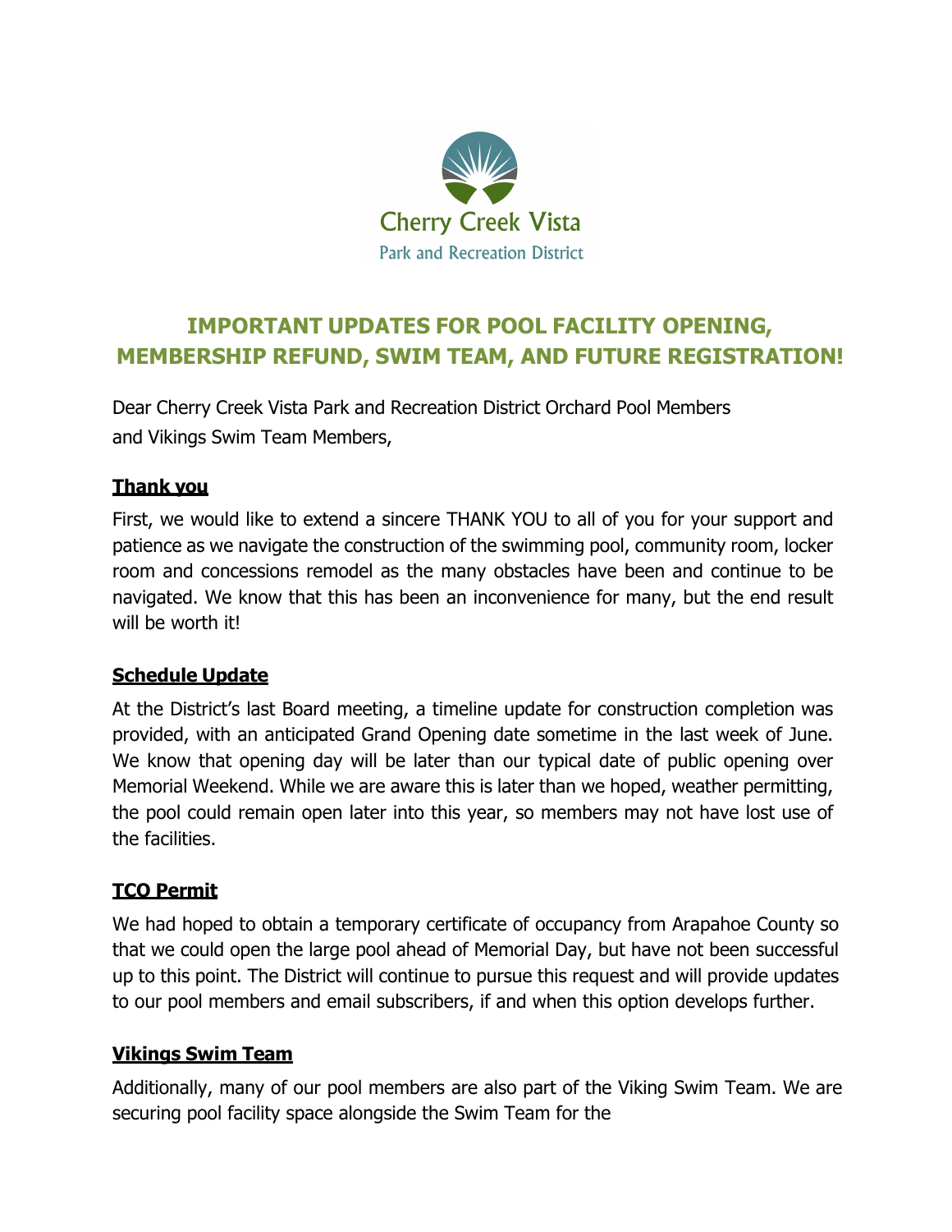Cherry Creek Vista
Park and Recreation District

# IMPORTANT UPDATES FOR POOL FACILITY OPENING, MEMBERSHIP REFUND, SWIM TEAM, AND FUTURE REGISTRATION!

Dear Cherry Creek Vista Park and Recreation District Orchard Pool Members and Vikings Swim Team Members,

## Thank you

First, we would like to extend a sincere THANK YOU to all of you for your support and patience as we navigate the construction of the swimming pool, community room, locker room and concessions remodel as the many obstacles have been and continue to be navigated. We know that this has been an inconvenience for many, but the end result will be worth it!

## Schedule Update

At the District's last Board meeting, a timeline update for construction completion was provided, with an anticipated Grand Opening date sometime in the last week of June. We know that opening day will be later than our typical date of public opening over Memorial Weekend. While we are aware this is later than we hoped, weather permitting, the pool could remain open later into this year, so members may not have lost use of the facilities.

## TCO Permit

We had hoped to obtain a temporary certificate of occupancy from Arapahoe County so that we could open the large pool ahead of Memorial Day, but have not been successful up to this point. The District will continue to pursue this request and will provide updates to our pool members and email subscribers, if and when this option develops further.

## Vikings Swim Team

Additionally, many of our pool members are also part of the Viking Swim Team. We are securing pool facility space alongside the Swim Team for the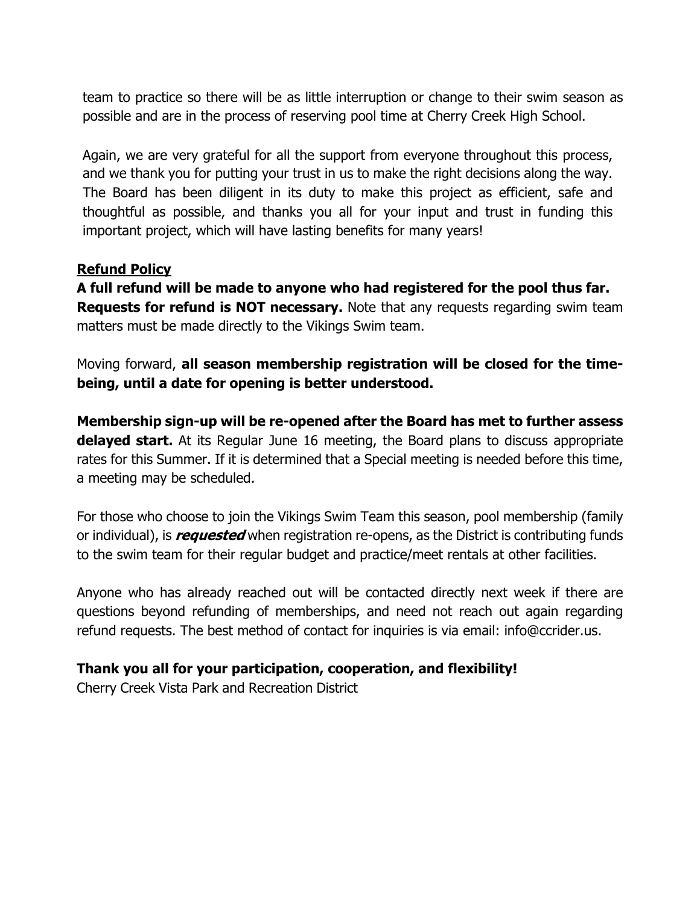team to practice so there will be as little interruption or change to their swim season as possible and are in the process of reserving pool time at Cherry Creek High School.

Again, we are very grateful for all the support from everyone throughout this process, and we thank you for putting your trust in us to make the right decisions along the way. The Board has been diligent in its duty to make this project as efficient, safe and thoughtful as possible, and thanks you all for your input and trust in funding this important project, which will have lasting benefits for many years!

**Refund Policy**

**A full refund will be made to anyone who had registered for the pool thus far. Requests for refund is NOT necessary.** Note that any requests regarding swim team matters must be made directly to the Vikings Swim team.

Moving forward, **all season membership registration will be closed for the time-being, until a date for opening is better understood.**

**Membership sign-up will be re-opened after the Board has met to further assess delayed start.** At its Regular June 16 meeting, the Board plans to discuss appropriate rates for this Summer. If it is determined that a Special meeting is needed before this time, a meeting may be scheduled.

For those who choose to join the Vikings Swim Team this season, pool membership (family or individual), is ***requested*** when registration re-opens, as the District is contributing funds to the swim team for their regular budget and practice/meet rentals at other facilities.

Anyone who has already reached out will be contacted directly next week if there are questions beyond refunding of memberships, and need not reach out again regarding refund requests. The best method of contact for inquiries is via email: info@ccrider.us.

**Thank you all for your participation, cooperation, and flexibility!**
Cherry Creek Vista Park and Recreation District